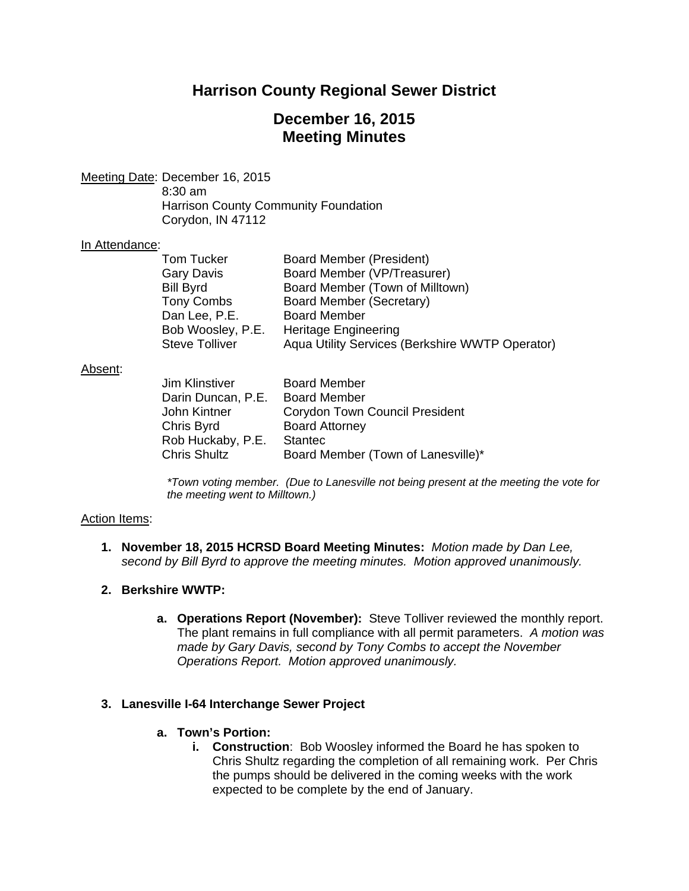# Harrison County Regional Sewer District

## December 16, 2015
## Meeting Minutes

Meeting Date: December 16, 2015
8:30 am
Harrison County Community Foundation
Corydon, IN 47112

In Attendance:

| | |
|---|---|
| Tom Tucker | Board Member (President) |
| Gary Davis | Board Member (VP/Treasurer) |
| Bill Byrd | Board Member (Town of Milltown) |
| Tony Combs | Board Member (Secretary) |
| Dan Lee, P.E. | Board Member |
| Bob Woosley, P.E. | Heritage Engineering |
| Steve Tolliver | Aqua Utility Services (Berkshire WWTP Operator) |

Absent:

| | |
|---|---|
| Jim Klinstiver | Board Member |
| Darin Duncan, P.E. | Board Member |
| John Kintner | Corydon Town Council President |
| Chris Byrd | Board Attorney |
| Rob Huckaby, P.E. | Stantec |
| Chris Shultz | Board Member (Town of Lanesville)* |

*\*Town voting member. (Due to Lanesville not being present at the meeting the vote for the meeting went to Milltown.)*

Action Items:

1. **November 18, 2015 HCRSD Board Meeting Minutes:** *Motion made by Dan Lee, second by Bill Byrd to approve the meeting minutes. Motion approved unanimously.*

2. **Berkshire WWTP:**

   a. **Operations Report (November):** Steve Tolliver reviewed the monthly report. The plant remains in full compliance with all permit parameters. *A motion was made by Gary Davis, second by Tony Combs to accept the November Operations Report. Motion approved unanimously.*

3. **Lanesville I-64 Interchange Sewer Project**

   a. **Town's Portion:**

      i. **Construction**: Bob Woosley informed the Board he has spoken to Chris Shultz regarding the completion of all remaining work. Per Chris the pumps should be delivered in the coming weeks with the work expected to be complete by the end of January.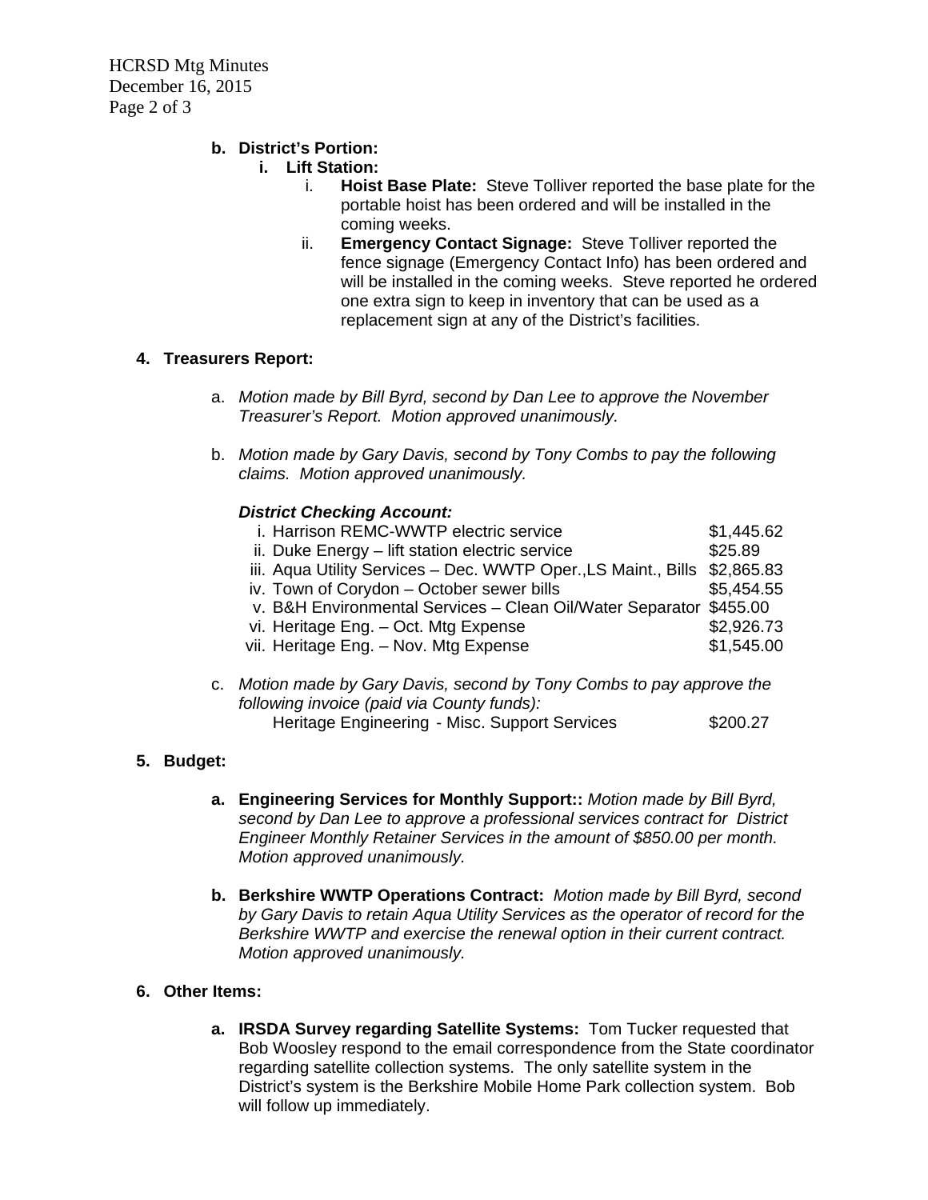**b. District's Portion:**

**i. Lift Station:**

i. **Hoist Base Plate:** Steve Tolliver reported the base plate for the portable hoist has been ordered and will be installed in the coming weeks.

ii. **Emergency Contact Signage:** Steve Tolliver reported the fence signage (Emergency Contact Info) has been ordered and will be installed in the coming weeks. Steve reported he ordered one extra sign to keep in inventory that can be used as a replacement sign at any of the District's facilities.

**4. Treasurers Report:**

a. *Motion made by Bill Byrd, second by Dan Lee to approve the November Treasurer's Report. Motion approved unanimously.*

b. *Motion made by Gary Davis, second by Tony Combs to pay the following claims. Motion approved unanimously.*

***District Checking Account:***

| | |
|---|---|
| i. Harrison REMC-WWTP electric service | $1,445.62 |
| ii. Duke Energy – lift station electric service | $25.89 |
| iii. Aqua Utility Services – Dec. WWTP Oper.,LS Maint., Bills | $2,865.83 |
| iv. Town of Corydon – October sewer bills | $5,454.55 |
| v. B&H Environmental Services – Clean Oil/Water Separator | $455.00 |
| vi. Heritage Eng. – Oct. Mtg Expense | $2,926.73 |
| vii. Heritage Eng. – Nov. Mtg Expense | $1,545.00 |

c. *Motion made by Gary Davis, second by Tony Combs to pay approve the following invoice (paid via County funds):*

Heritage Engineering - Misc. Support Services $200.27

**5. Budget:**

a. **Engineering Services for Monthly Support::** *Motion made by Bill Byrd, second by Dan Lee to approve a professional services contract for District Engineer Monthly Retainer Services in the amount of $850.00 per month. Motion approved unanimously.*

b. **Berkshire WWTP Operations Contract:** *Motion made by Bill Byrd, second by Gary Davis to retain Aqua Utility Services as the operator of record for the Berkshire WWTP and exercise the renewal option in their current contract. Motion approved unanimously.*

**6. Other Items:**

a. **IRSDA Survey regarding Satellite Systems:** Tom Tucker requested that Bob Woosley respond to the email correspondence from the State coordinator regarding satellite collection systems. The only satellite system in the District's system is the Berkshire Mobile Home Park collection system. Bob will follow up immediately.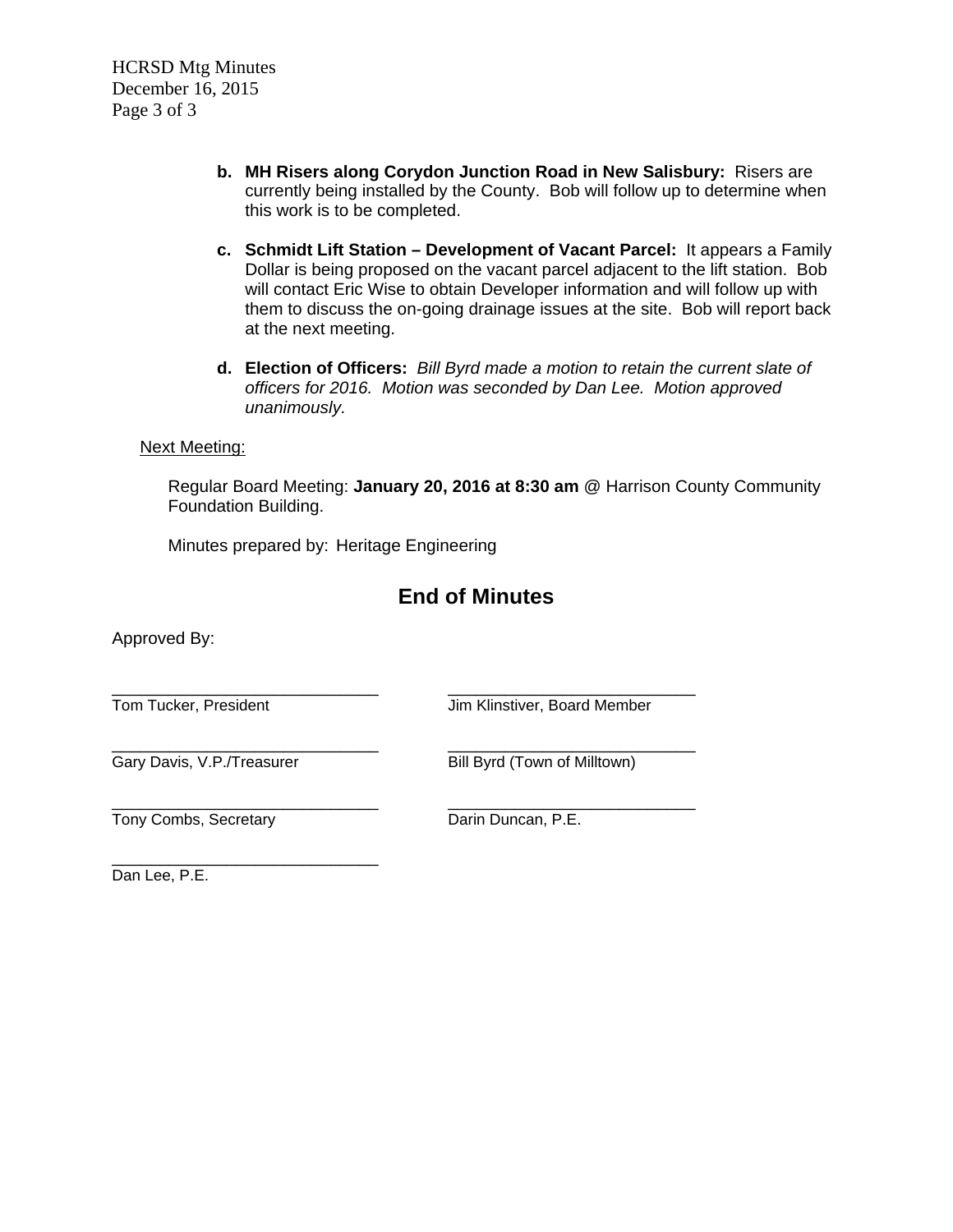b. **MH Risers along Corydon Junction Road in New Salisbury:** Risers are currently being installed by the County. Bob will follow up to determine when this work is to be completed.

c. **Schmidt Lift Station – Development of Vacant Parcel:** It appears a Family Dollar is being proposed on the vacant parcel adjacent to the lift station. Bob will contact Eric Wise to obtain Developer information and will follow up with them to discuss the on-going drainage issues at the site. Bob will report back at the next meeting.

d. **Election of Officers:** *Bill Byrd made a motion to retain the current slate of officers for 2016. Motion was seconded by Dan Lee. Motion approved unanimously.*

Next Meeting:

Regular Board Meeting: **January 20, 2016 at 8:30 am** @ Harrison County Community Foundation Building.

Minutes prepared by: Heritage Engineering

## End of Minutes

Approved By:

| | |
|---|---|
| ______________________________ | ______________________________ |
| Tom Tucker, President | Jim Klinstiver, Board Member |
| ______________________________ | ______________________________ |
| Gary Davis, V.P./Treasurer | Bill Byrd (Town of Milltown) |
| ______________________________ | ______________________________ |
| Tony Combs, Secretary | Darin Duncan, P.E. |
| ______________________________ | |
| Dan Lee, P.E. | |